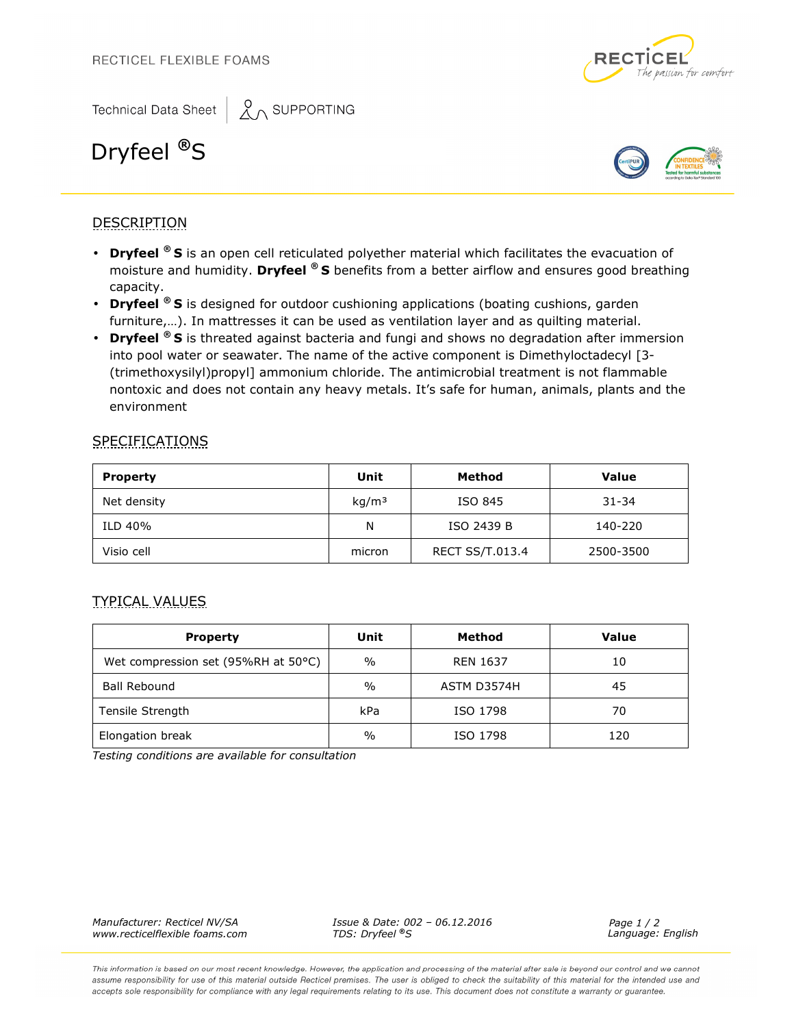RECTICEL FLEXIBLE FOAMS

Technical Data Sheet | SUPPORTING

# Dryfeel ®S

## DESCRIPTION

- **Dryfeel ® S** is an open cell reticulated polyether material which facilitates the evacuation of moisture and humidity. **Dryfeel ® S** benefits from a better airflow and ensures good breathing capacity.
- **Dryfeel ® S** is designed for outdoor cushioning applications (boating cushions, garden furniture,…). In mattresses it can be used as ventilation layer and as quilting material.
- **Dryfeel ® S** is threated against bacteria and fungi and shows no degradation after immersion into pool water or seawater. The name of the active component is Dimethyloctadecyl [3-(trimethoxysilyl)propyl] ammonium chloride. The antimicrobial treatment is not flammable nontoxic and does not contain any heavy metals. It's safe for human, animals, plants and the environment

## SPECIFICATIONS

| Property | Unit | Method | Value |
|---|---|---|---|
| Net density | kg/m³ | ISO 845 | 31-34 |
| ILD 40% | N | ISO 2439 B | 140-220 |
| Visio cell | micron | RECT SS/T.013.4 | 2500-3500 |

## TYPICAL VALUES

| Property | Unit | Method | Value |
|---|---|---|---|
| Wet compression set (95%RH at 50°C) | % | REN 1637 | 10 |
| Ball Rebound | % | ASTM D3574H | 45 |
| Tensile Strength | kPa | ISO 1798 | 70 |
| Elongation break | % | ISO 1798 | 120 |

*Testing conditions are available for consultation*

*Manufacturer: Recticel NV/SA*
*www.recticelflexible foams.com*

*Issue & Date: 002 – 06.12.2016*
*TDS: Dryfeel ®S*

*Language: English*

*This information is based on our most recent knowledge. However, the application and processing of the material after sale is beyond our control and we cannot assume responsibility for use of this material outside Recticel premises. The user is obliged to check the suitability of this material for the intended use and accepts sole responsibility for compliance with any legal requirements relating to its use. This document does not constitute a warranty or guarantee.*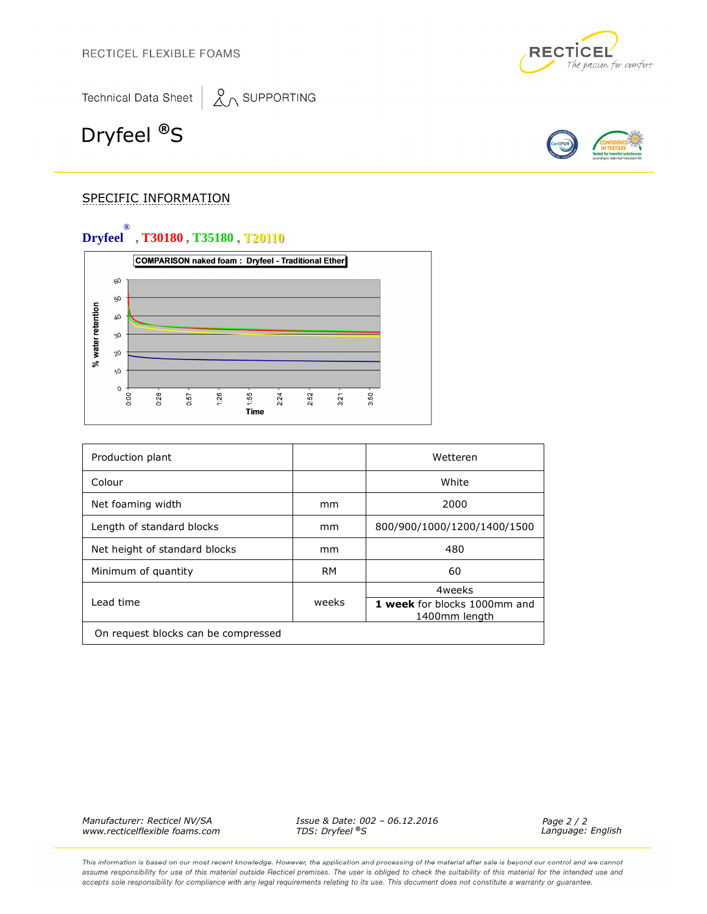## SPECIFIC INFORMATION

**Dryfeel® , T30180 , T35180 , T20110**

COMPARISON naked foam : Dryfeel - Traditional Ether

% water retention

60
50
40
30
20
10
0

0:00 0:28 0:57 1:26 1:55 2:24 2:52 3:21 3:50

Time

| | | |
|---|---|---|
| Production plant | | Wetteren |
| Colour | | White |
| Net foaming width | mm | 2000 |
| Length of standard blocks | mm | 800/900/1000/1200/1400/1500 |
| Net height of standard blocks | mm | 480 |
| Minimum of quantity | RM | 60 |
| Lead time | weeks | 4weeks<br>**1 week** for blocks 1000mm and 1400mm length |
| On request blocks can be compressed | | |

*Manufacturer: Recticel NV/SA*
*www.recticelflexible foams.com*

*Issue & Date: 002 – 06.12.2016*
*TDS: Dryfeel ®S*

*Language: English*

*This information is based on our most recent knowledge. However, the application and processing of the material after sale is beyond our control and we cannot assume responsibility for use of this material outside Recticel premises. The user is obliged to check the suitability of this material for the intended use and accepts sole responsibility for compliance with any legal requirements relating to its use. This document does not constitute a warranty or guarantee.*